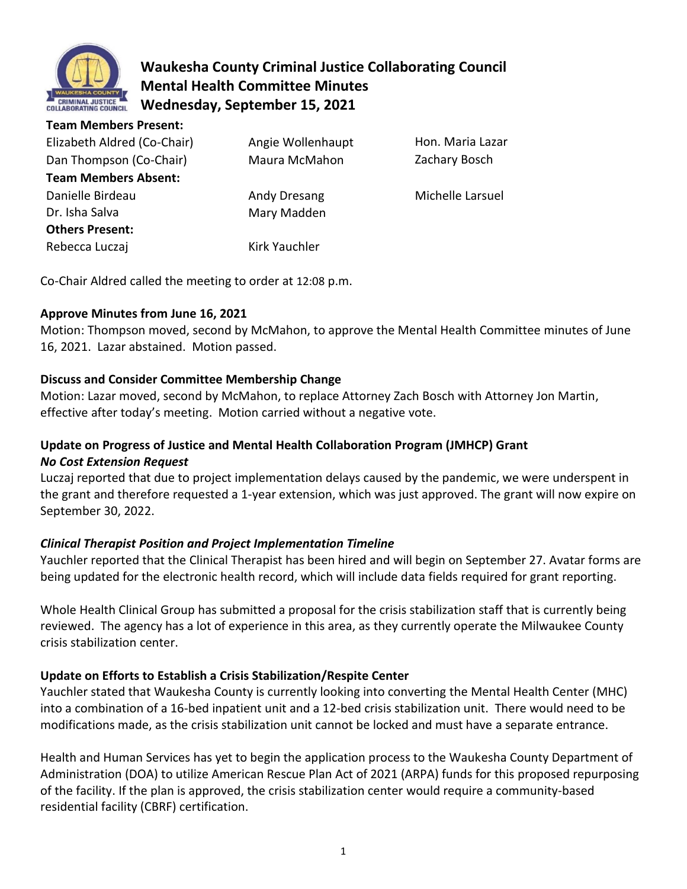# Waukesha County Criminal Justice Collaborating Council
## Mental Health Committee Minutes
## Wednesday, September 15, 2021

**Team Members Present:**

| | | |
|---|---|---|
| Elizabeth Aldred (Co-Chair) | Angie Wollenhaupt | Hon. Maria Lazar |
| Dan Thompson (Co-Chair) | Maura McMahon | Zachary Bosch |

**Team Members Absent:**

| | | |
|---|---|---|
| Danielle Birdeau | Andy Dresang | Michelle Larsuel |
| Dr. Isha Salva | Mary Madden | |

**Others Present:**

| | |
|---|---|
| Rebecca Luczaj | Kirk Yauchler |

Co-Chair Aldred called the meeting to order at 12:08 p.m.

### Approve Minutes from June 16, 2021

Motion: Thompson moved, second by McMahon, to approve the Mental Health Committee minutes of June 16, 2021. Lazar abstained. Motion passed.

### Discuss and Consider Committee Membership Change

Motion: Lazar moved, second by McMahon, to replace Attorney Zach Bosch with Attorney Jon Martin, effective after today's meeting. Motion carried without a negative vote.

### Update on Progress of Justice and Mental Health Collaboration Program (JMHCP) Grant

#### *No Cost Extension Request*

Luczaj reported that due to project implementation delays caused by the pandemic, we were underspent in the grant and therefore requested a 1-year extension, which was just approved. The grant will now expire on September 30, 2022.

#### *Clinical Therapist Position and Project Implementation Timeline*

Yauchler reported that the Clinical Therapist has been hired and will begin on September 27. Avatar forms are being updated for the electronic health record, which will include data fields required for grant reporting.

Whole Health Clinical Group has submitted a proposal for the crisis stabilization staff that is currently being reviewed. The agency has a lot of experience in this area, as they currently operate the Milwaukee County crisis stabilization center.

### Update on Efforts to Establish a Crisis Stabilization/Respite Center

Yauchler stated that Waukesha County is currently looking into converting the Mental Health Center (MHC) into a combination of a 16-bed inpatient unit and a 12-bed crisis stabilization unit. There would need to be modifications made, as the crisis stabilization unit cannot be locked and must have a separate entrance.

Health and Human Services has yet to begin the application process to the Waukesha County Department of Administration (DOA) to utilize American Rescue Plan Act of 2021 (ARPA) funds for this proposed repurposing of the facility. If the plan is approved, the crisis stabilization center would require a community-based residential facility (CBRF) certification.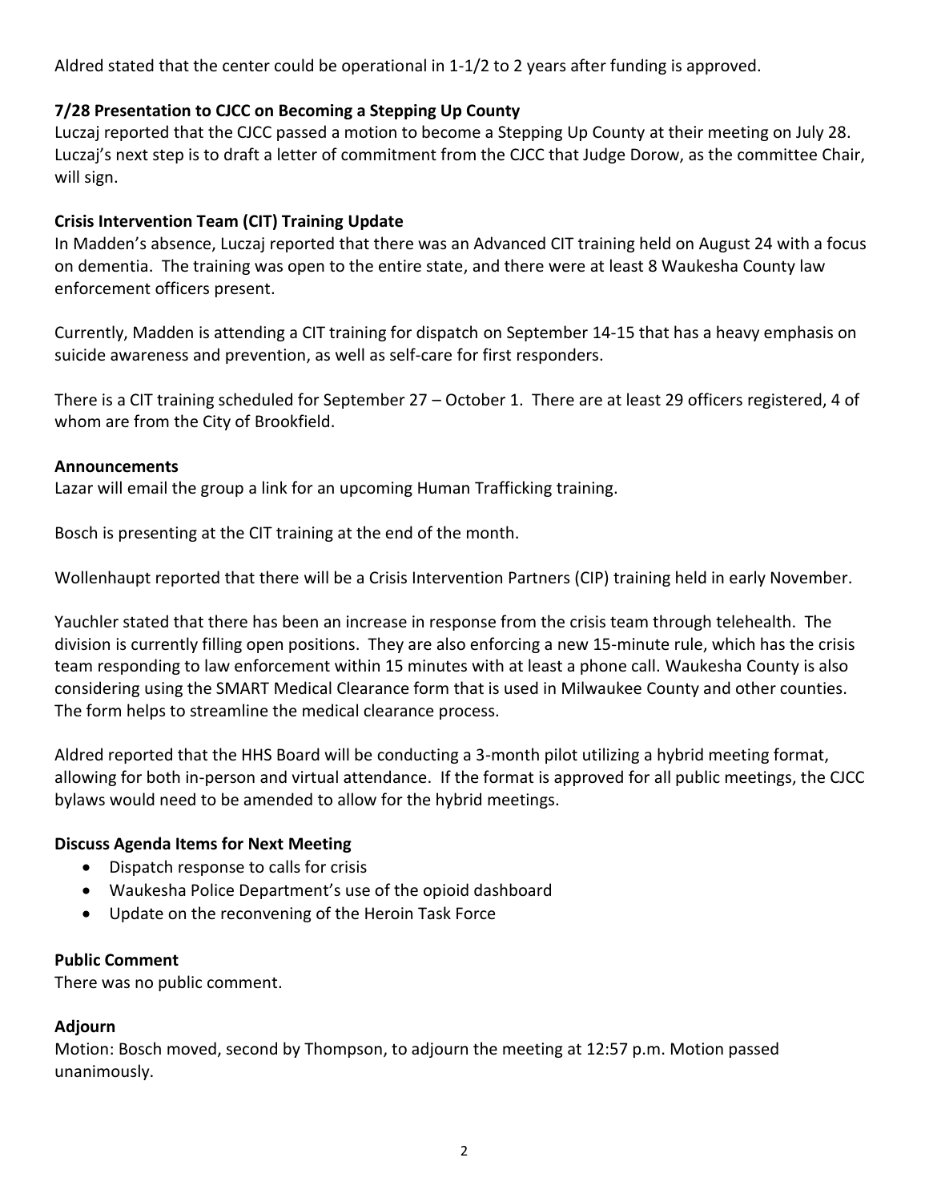Aldred stated that the center could be operational in 1-1/2 to 2 years after funding is approved.

**7/28 Presentation to CJCC on Becoming a Stepping Up County**

Luczaj reported that the CJCC passed a motion to become a Stepping Up County at their meeting on July 28. Luczaj's next step is to draft a letter of commitment from the CJCC that Judge Dorow, as the committee Chair, will sign.

**Crisis Intervention Team (CIT) Training Update**

In Madden's absence, Luczaj reported that there was an Advanced CIT training held on August 24 with a focus on dementia. The training was open to the entire state, and there were at least 8 Waukesha County law enforcement officers present.

Currently, Madden is attending a CIT training for dispatch on September 14-15 that has a heavy emphasis on suicide awareness and prevention, as well as self-care for first responders.

There is a CIT training scheduled for September 27 – October 1. There are at least 29 officers registered, 4 of whom are from the City of Brookfield.

**Announcements**

Lazar will email the group a link for an upcoming Human Trafficking training.

Bosch is presenting at the CIT training at the end of the month.

Wollenhaupt reported that there will be a Crisis Intervention Partners (CIP) training held in early November.

Yauchler stated that there has been an increase in response from the crisis team through telehealth. The division is currently filling open positions. They are also enforcing a new 15-minute rule, which has the crisis team responding to law enforcement within 15 minutes with at least a phone call. Waukesha County is also considering using the SMART Medical Clearance form that is used in Milwaukee County and other counties. The form helps to streamline the medical clearance process.

Aldred reported that the HHS Board will be conducting a 3-month pilot utilizing a hybrid meeting format, allowing for both in-person and virtual attendance. If the format is approved for all public meetings, the CJCC bylaws would need to be amended to allow for the hybrid meetings.

**Discuss Agenda Items for Next Meeting**

- Dispatch response to calls for crisis
- Waukesha Police Department's use of the opioid dashboard
- Update on the reconvening of the Heroin Task Force

**Public Comment**

There was no public comment.

**Adjourn**

Motion: Bosch moved, second by Thompson, to adjourn the meeting at 12:57 p.m. Motion passed unanimously.